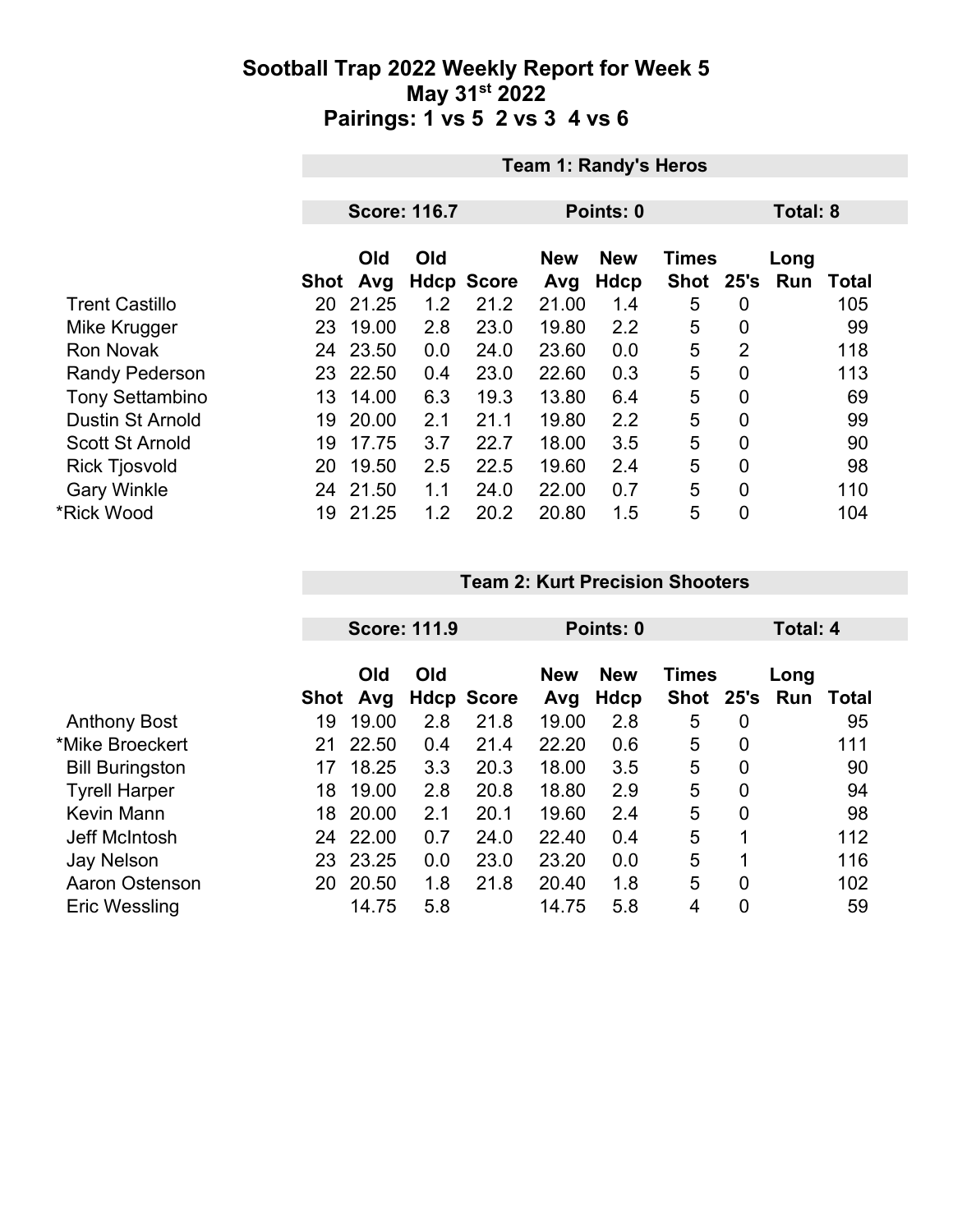# Sootball Trap 2022 Weekly Report for Week 5
## May 31st 2022
## Pairings: 1 vs 5  2 vs 3  4 vs 6

### Team 1: Randy's Heros

**Score: 116.7** | **Points: 0** | **Total: 8**

| | Shot | Old Avg | Old Hdcp | Score | New Avg | New Hdcp | Times Shot | 25's | Long Run | Total |
|---|---|---|---|---|---|---|---|---|---|---|
| Trent Castillo | 20 | 21.25 | 1.2 | 21.2 | 21.00 | 1.4 | 5 | 0 | | 105 |
| Mike Krugger | 23 | 19.00 | 2.8 | 23.0 | 19.80 | 2.2 | 5 | 0 | | 99 |
| Ron Novak | 24 | 23.50 | 0.0 | 24.0 | 23.60 | 0.0 | 5 | 2 | | 118 |
| Randy Pederson | 23 | 22.50 | 0.4 | 23.0 | 22.60 | 0.3 | 5 | 0 | | 113 |
| Tony Settambino | 13 | 14.00 | 6.3 | 19.3 | 13.80 | 6.4 | 5 | 0 | | 69 |
| Dustin St Arnold | 19 | 20.00 | 2.1 | 21.1 | 19.80 | 2.2 | 5 | 0 | | 99 |
| Scott St Arnold | 19 | 17.75 | 3.7 | 22.7 | 18.00 | 3.5 | 5 | 0 | | 90 |
| Rick Tjosvold | 20 | 19.50 | 2.5 | 22.5 | 19.60 | 2.4 | 5 | 0 | | 98 |
| Gary Winkle | 24 | 21.50 | 1.1 | 24.0 | 22.00 | 0.7 | 5 | 0 | | 110 |
| *Rick Wood | 19 | 21.25 | 1.2 | 20.2 | 20.80 | 1.5 | 5 | 0 | | 104 |

### Team 2: Kurt Precision Shooters

**Score: 111.9** | **Points: 0** | **Total: 4**

| | Shot | Old Avg | Old Hdcp | Score | New Avg | New Hdcp | Times Shot | 25's | Long Run | Total |
|---|---|---|---|---|---|---|---|---|---|---|
| Anthony Bost | 19 | 19.00 | 2.8 | 21.8 | 19.00 | 2.8 | 5 | 0 | | 95 |
| *Mike Broeckert | 21 | 22.50 | 0.4 | 21.4 | 22.20 | 0.6 | 5 | 0 | | 111 |
| Bill Buringston | 17 | 18.25 | 3.3 | 20.3 | 18.00 | 3.5 | 5 | 0 | | 90 |
| Tyrell Harper | 18 | 19.00 | 2.8 | 20.8 | 18.80 | 2.9 | 5 | 0 | | 94 |
| Kevin Mann | 18 | 20.00 | 2.1 | 20.1 | 19.60 | 2.4 | 5 | 0 | | 98 |
| Jeff McIntosh | 24 | 22.00 | 0.7 | 24.0 | 22.40 | 0.4 | 5 | 1 | | 112 |
| Jay Nelson | 23 | 23.25 | 0.0 | 23.0 | 23.20 | 0.0 | 5 | 1 | | 116 |
| Aaron Ostenson | 20 | 20.50 | 1.8 | 21.8 | 20.40 | 1.8 | 5 | 0 | | 102 |
| Eric Wessling | | 14.75 | 5.8 | | 14.75 | 5.8 | 4 | 0 | | 59 |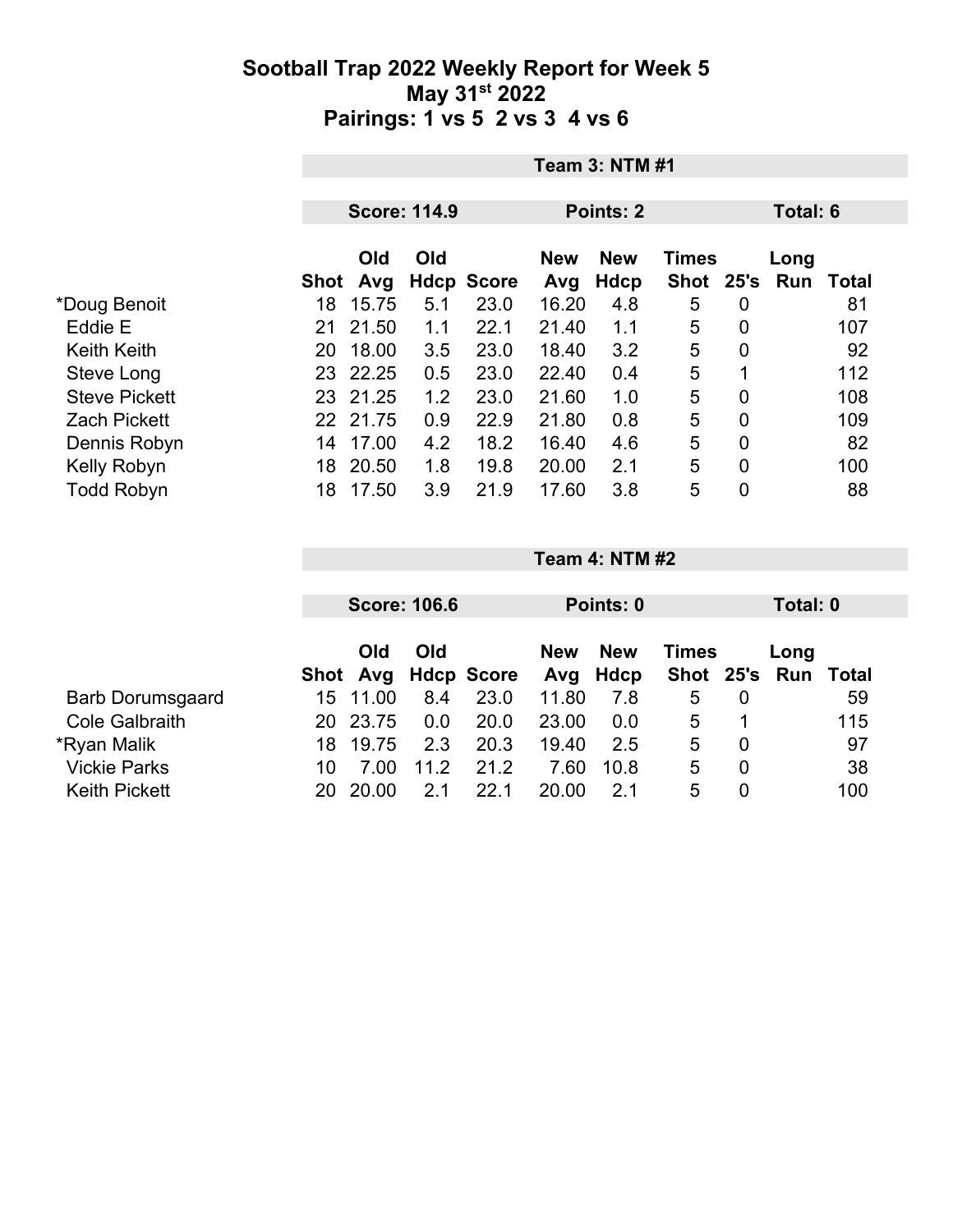# Sootball Trap 2022 Weekly Report for Week 5

## May 31st 2022

## Pairings: 1 vs 5  2 vs 3  4 vs 6

### Team 3: NTM #1

**Score: 114.9** | **Points: 2** | **Total: 6**

| | Shot | Old Avg | Old Hdcp | Score | New Avg | New Hdcp | Times Shot | 25's | Long Run | Total |
|---|---|---|---|---|---|---|---|---|---|---|
| *Doug Benoit | 18 | 15.75 | 5.1 | 23.0 | 16.20 | 4.8 | 5 | 0 | | 81 |
| Eddie E | 21 | 21.50 | 1.1 | 22.1 | 21.40 | 1.1 | 5 | 0 | | 107 |
| Keith Keith | 20 | 18.00 | 3.5 | 23.0 | 18.40 | 3.2 | 5 | 0 | | 92 |
| Steve Long | 23 | 22.25 | 0.5 | 23.0 | 22.40 | 0.4 | 5 | 1 | | 112 |
| Steve Pickett | 23 | 21.25 | 1.2 | 23.0 | 21.60 | 1.0 | 5 | 0 | | 108 |
| Zach Pickett | 22 | 21.75 | 0.9 | 22.9 | 21.80 | 0.8 | 5 | 0 | | 109 |
| Dennis Robyn | 14 | 17.00 | 4.2 | 18.2 | 16.40 | 4.6 | 5 | 0 | | 82 |
| Kelly Robyn | 18 | 20.50 | 1.8 | 19.8 | 20.00 | 2.1 | 5 | 0 | | 100 |
| Todd Robyn | 18 | 17.50 | 3.9 | 21.9 | 17.60 | 3.8 | 5 | 0 | | 88 |

### Team 4: NTM #2

**Score: 106.6** | **Points: 0** | **Total: 0**

| | Shot | Old Avg | Old Hdcp | Score | New Avg | New Hdcp | Times Shot | 25's | Long Run | Total |
|---|---|---|---|---|---|---|---|---|---|---|
| Barb Dorumsgaard | 15 | 11.00 | 8.4 | 23.0 | 11.80 | 7.8 | 5 | 0 | | 59 |
| Cole Galbraith | 20 | 23.75 | 0.0 | 20.0 | 23.00 | 0.0 | 5 | 1 | | 115 |
| *Ryan Malik | 18 | 19.75 | 2.3 | 20.3 | 19.40 | 2.5 | 5 | 0 | | 97 |
| Vickie Parks | 10 | 7.00 | 11.2 | 21.2 | 7.60 | 10.8 | 5 | 0 | | 38 |
| Keith Pickett | 20 | 20.00 | 2.1 | 22.1 | 20.00 | 2.1 | 5 | 0 | | 100 |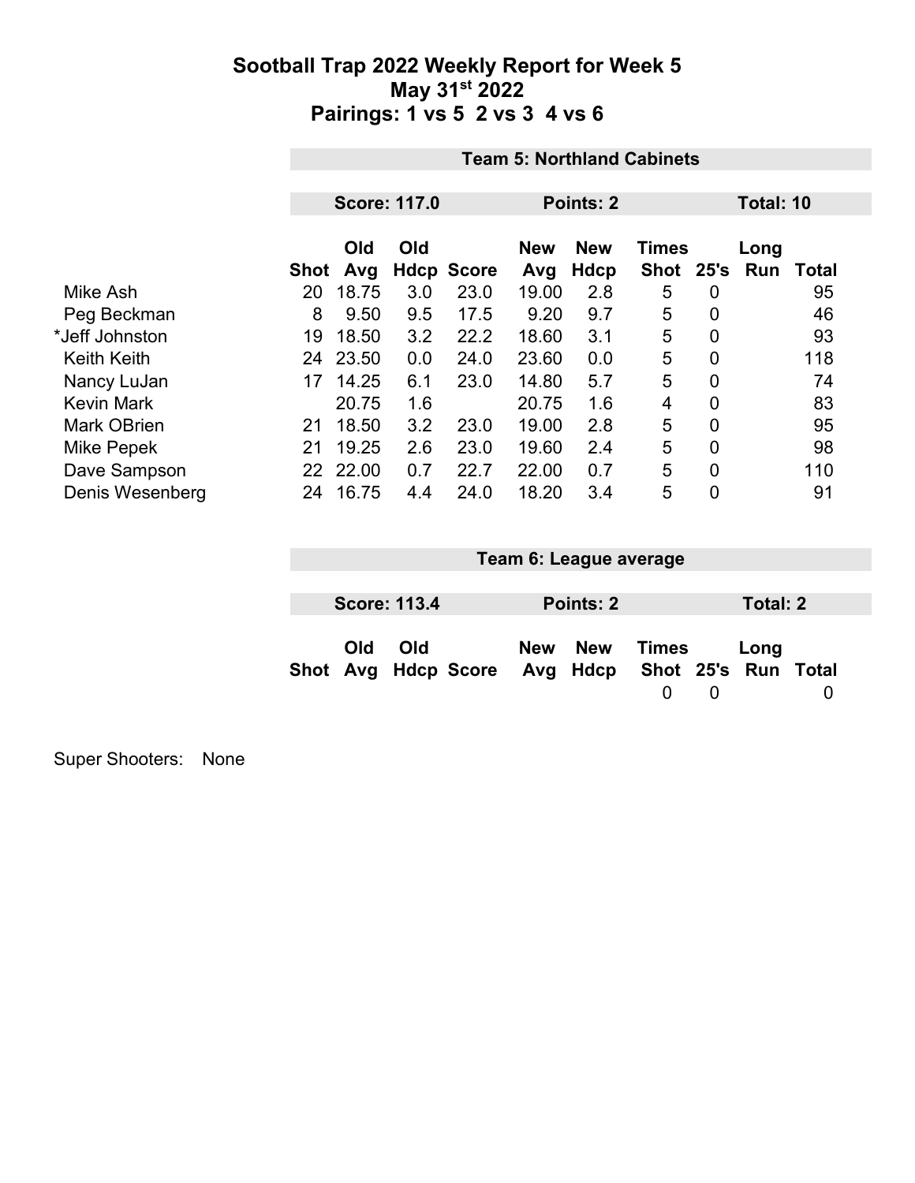# Sootball Trap 2022 Weekly Report for Week 5
## May 31st 2022
## Pairings: 1 vs 5  2 vs 3  4 vs 6

**Team 5: Northland Cabinets**

**Score: 117.0** | **Points: 2** | **Total: 10**

| | Shot | Old Avg | Old Hdcp | Score | New Avg | New Hdcp | Times Shot | 25's | Long Run | Total |
|---|---|---|---|---|---|---|---|---|---|---|
| Mike Ash | 20 | 18.75 | 3.0 | 23.0 | 19.00 | 2.8 | 5 | 0 | | 95 |
| Peg Beckman | 8 | 9.50 | 9.5 | 17.5 | 9.20 | 9.7 | 5 | 0 | | 46 |
| *Jeff Johnston | 19 | 18.50 | 3.2 | 22.2 | 18.60 | 3.1 | 5 | 0 | | 93 |
| Keith Keith | 24 | 23.50 | 0.0 | 24.0 | 23.60 | 0.0 | 5 | 0 | | 118 |
| Nancy LuJan | 17 | 14.25 | 6.1 | 23.0 | 14.80 | 5.7 | 5 | 0 | | 74 |
| Kevin Mark | | 20.75 | 1.6 | | 20.75 | 1.6 | 4 | 0 | | 83 |
| Mark OBrien | 21 | 18.50 | 3.2 | 23.0 | 19.00 | 2.8 | 5 | 0 | | 95 |
| Mike Pepek | 21 | 19.25 | 2.6 | 23.0 | 19.60 | 2.4 | 5 | 0 | | 98 |
| Dave Sampson | 22 | 22.00 | 0.7 | 22.7 | 22.00 | 0.7 | 5 | 0 | | 110 |
| Denis Wesenberg | 24 | 16.75 | 4.4 | 24.0 | 18.20 | 3.4 | 5 | 0 | | 91 |

**Team 6: League average**

**Score: 113.4** | **Points: 2** | **Total: 2**

| Shot | Old Avg | Old Hdcp | Score | New Avg | New Hdcp | Times Shot | 25's | Long Run | Total |
|---|---|---|---|---|---|---|---|---|---|
| | | | | | | 0 | 0 | | 0 |

Super Shooters: None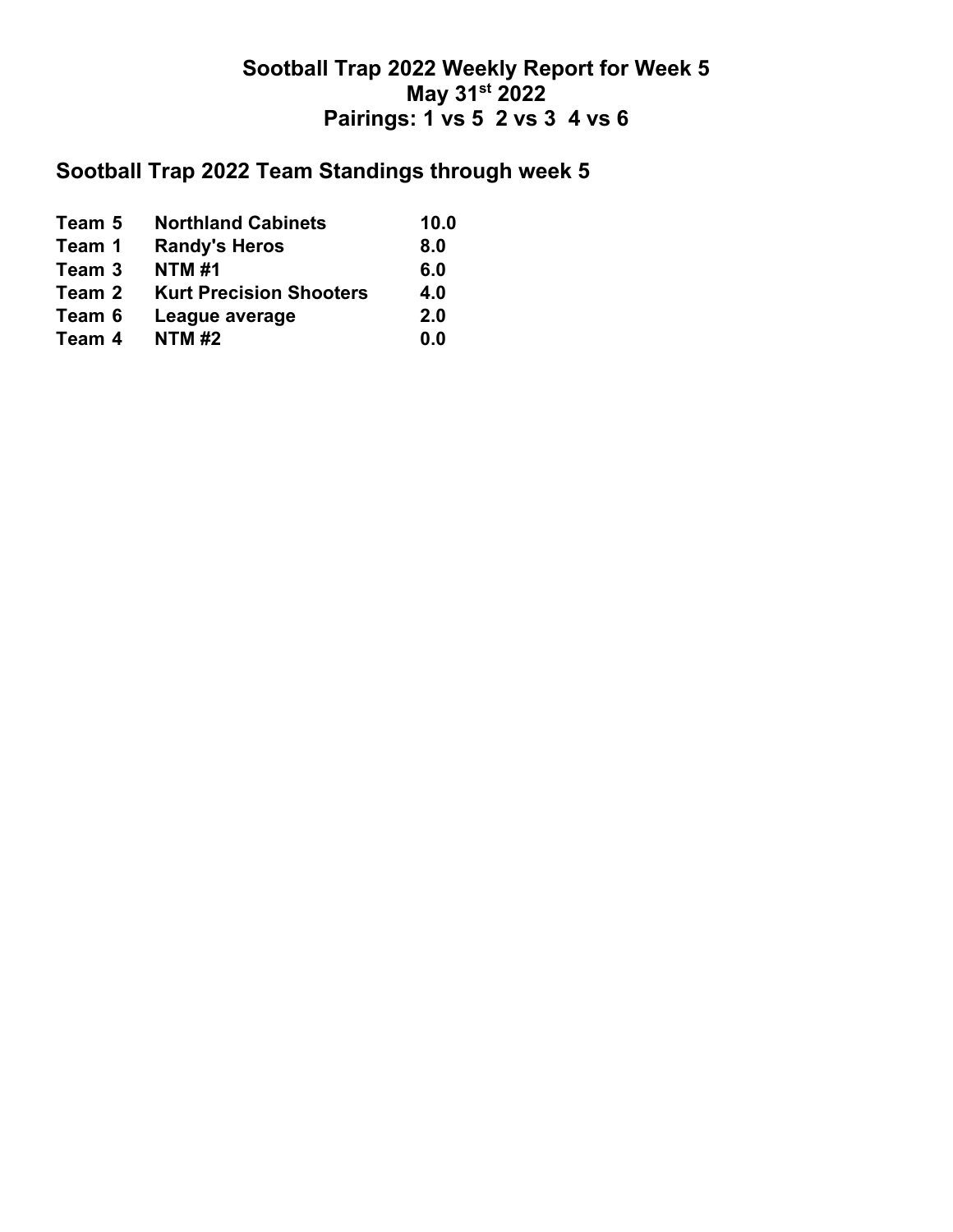# Sootball Trap 2022 Weekly Report for Week 5
# May 31st 2022
# Pairings: 1 vs 5  2 vs 3  4 vs 6

## Sootball Trap 2022 Team Standings through week 5

| | | |
|---|---|---|
| **Team 5** | **Northland Cabinets** | **10.0** |
| **Team 1** | **Randy's Heros** | **8.0** |
| **Team 3** | **NTM #1** | **6.0** |
| **Team 2** | **Kurt Precision Shooters** | **4.0** |
| **Team 6** | **League average** | **2.0** |
| **Team 4** | **NTM #2** | **0.0** |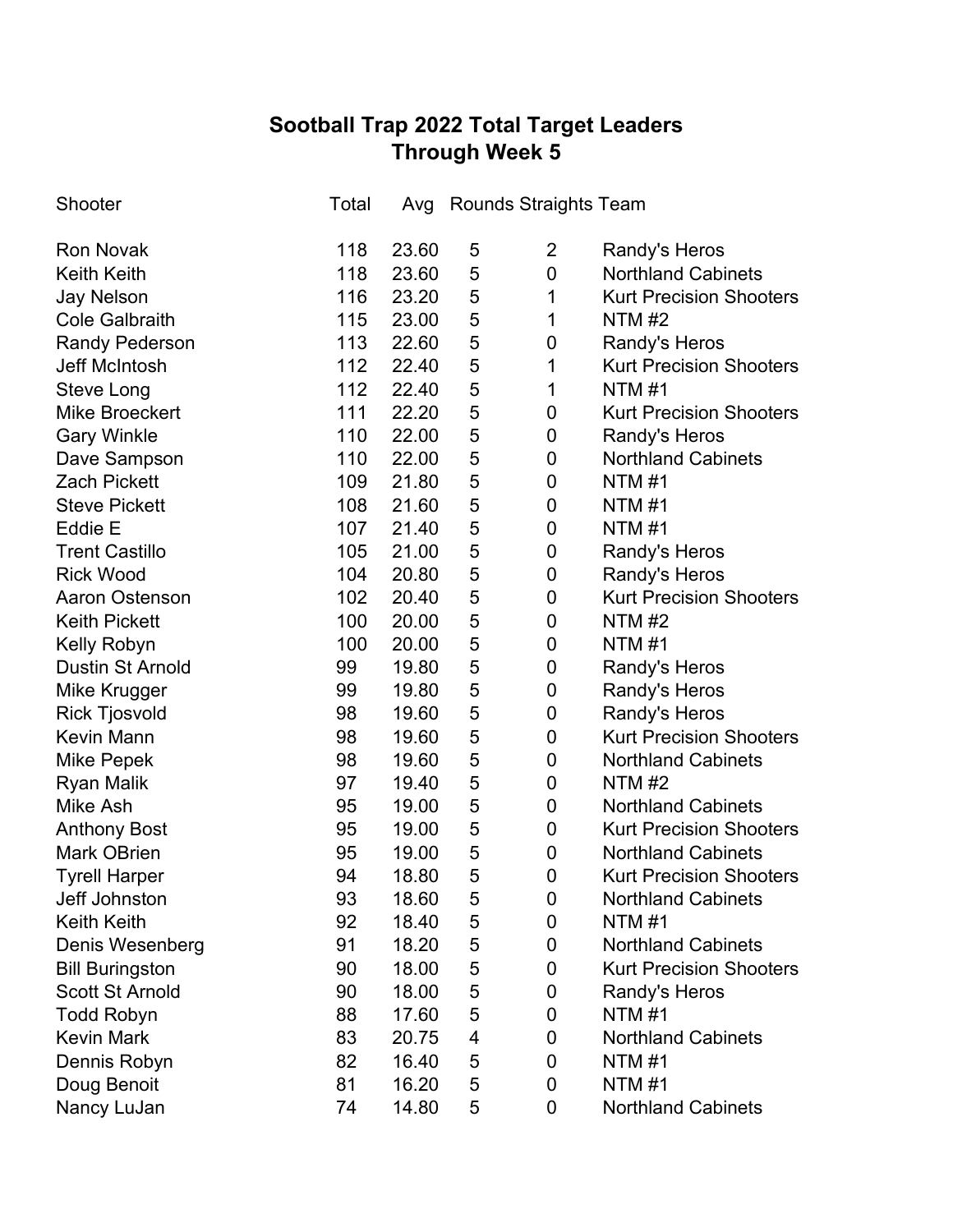# Sootball Trap 2022 Total Target Leaders
## Through Week 5

| Shooter | Total | Avg | Rounds | Straights | Team |
|---|---|---|---|---|---|
| Ron Novak | 118 | 23.60 | 5 | 2 | Randy's Heros |
| Keith Keith | 118 | 23.60 | 5 | 0 | Northland Cabinets |
| Jay Nelson | 116 | 23.20 | 5 | 1 | Kurt Precision Shooters |
| Cole Galbraith | 115 | 23.00 | 5 | 1 | NTM #2 |
| Randy Pederson | 113 | 22.60 | 5 | 0 | Randy's Heros |
| Jeff McIntosh | 112 | 22.40 | 5 | 1 | Kurt Precision Shooters |
| Steve Long | 112 | 22.40 | 5 | 1 | NTM #1 |
| Mike Broeckert | 111 | 22.20 | 5 | 0 | Kurt Precision Shooters |
| Gary Winkle | 110 | 22.00 | 5 | 0 | Randy's Heros |
| Dave Sampson | 110 | 22.00 | 5 | 0 | Northland Cabinets |
| Zach Pickett | 109 | 21.80 | 5 | 0 | NTM #1 |
| Steve Pickett | 108 | 21.60 | 5 | 0 | NTM #1 |
| Eddie E | 107 | 21.40 | 5 | 0 | NTM #1 |
| Trent Castillo | 105 | 21.00 | 5 | 0 | Randy's Heros |
| Rick Wood | 104 | 20.80 | 5 | 0 | Randy's Heros |
| Aaron Ostenson | 102 | 20.40 | 5 | 0 | Kurt Precision Shooters |
| Keith Pickett | 100 | 20.00 | 5 | 0 | NTM #2 |
| Kelly Robyn | 100 | 20.00 | 5 | 0 | NTM #1 |
| Dustin St Arnold | 99 | 19.80 | 5 | 0 | Randy's Heros |
| Mike Krugger | 99 | 19.80 | 5 | 0 | Randy's Heros |
| Rick Tjosvold | 98 | 19.60 | 5 | 0 | Randy's Heros |
| Kevin Mann | 98 | 19.60 | 5 | 0 | Kurt Precision Shooters |
| Mike Pepek | 98 | 19.60 | 5 | 0 | Northland Cabinets |
| Ryan Malik | 97 | 19.40 | 5 | 0 | NTM #2 |
| Mike Ash | 95 | 19.00 | 5 | 0 | Northland Cabinets |
| Anthony Bost | 95 | 19.00 | 5 | 0 | Kurt Precision Shooters |
| Mark OBrien | 95 | 19.00 | 5 | 0 | Northland Cabinets |
| Tyrell Harper | 94 | 18.80 | 5 | 0 | Kurt Precision Shooters |
| Jeff Johnston | 93 | 18.60 | 5 | 0 | Northland Cabinets |
| Keith Keith | 92 | 18.40 | 5 | 0 | NTM #1 |
| Denis Wesenberg | 91 | 18.20 | 5 | 0 | Northland Cabinets |
| Bill Buringston | 90 | 18.00 | 5 | 0 | Kurt Precision Shooters |
| Scott St Arnold | 90 | 18.00 | 5 | 0 | Randy's Heros |
| Todd Robyn | 88 | 17.60 | 5 | 0 | NTM #1 |
| Kevin Mark | 83 | 20.75 | 4 | 0 | Northland Cabinets |
| Dennis Robyn | 82 | 16.40 | 5 | 0 | NTM #1 |
| Doug Benoit | 81 | 16.20 | 5 | 0 | NTM #1 |
| Nancy LuJan | 74 | 14.80 | 5 | 0 | Northland Cabinets |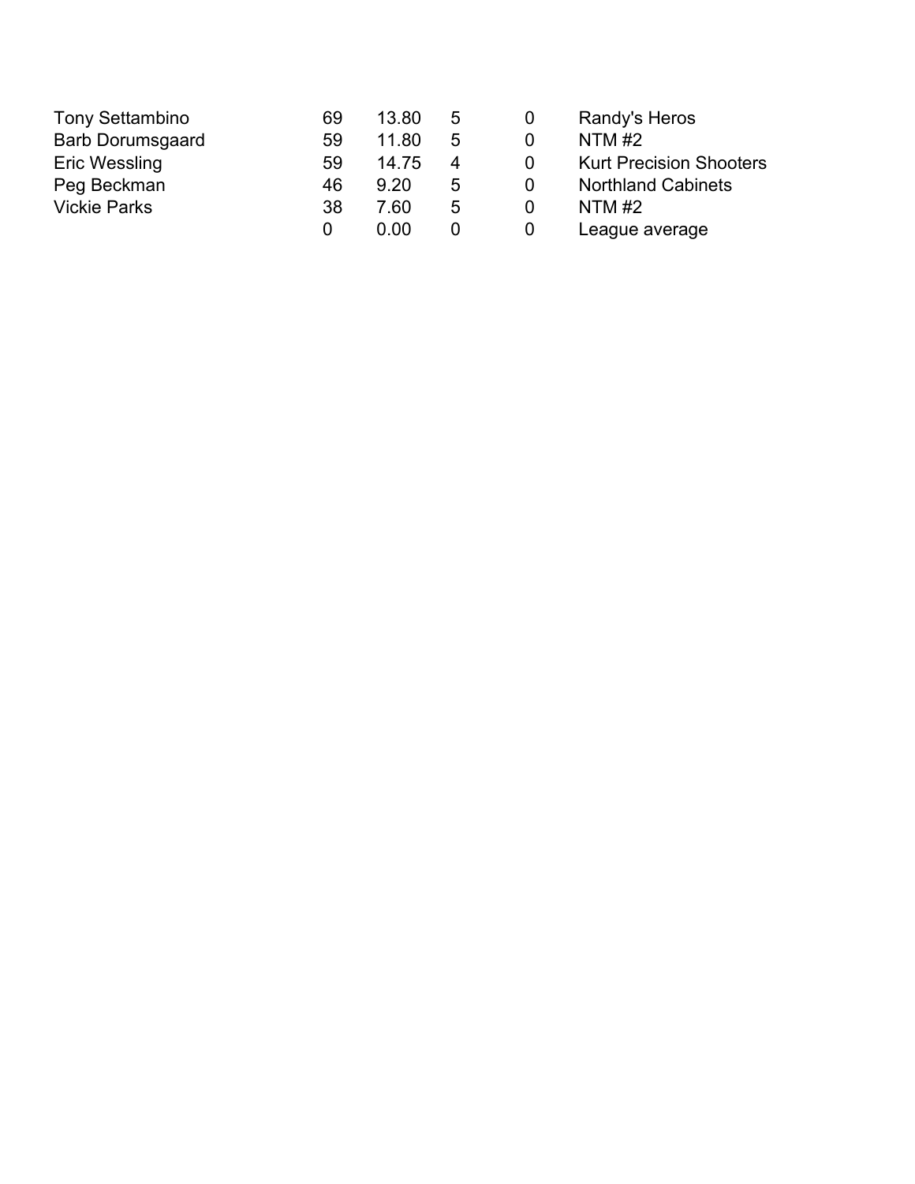| | | | | | |
|---|---|---|---|---|---|
| Tony Settambino | 69 | 13.80 | 5 | 0 | Randy's Heros |
| Barb Dorumsgaard | 59 | 11.80 | 5 | 0 | NTM #2 |
| Eric Wessling | 59 | 14.75 | 4 | 0 | Kurt Precision Shooters |
| Peg Beckman | 46 | 9.20 | 5 | 0 | Northland Cabinets |
| Vickie Parks | 38 | 7.60 | 5 | 0 | NTM #2 |
| | 0 | 0.00 | 0 | 0 | League average |